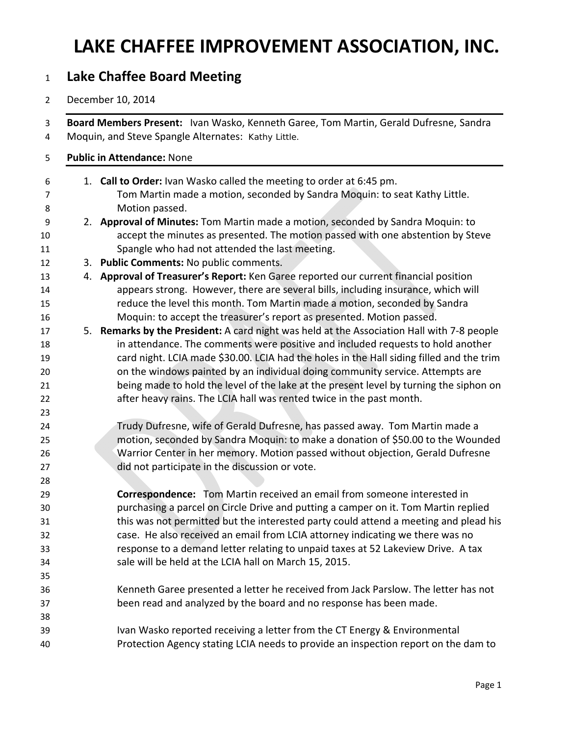# LAKE CHAFFEE IMPROVEMENT ASSOCIATION, INC.

## Lake Chaffee Board Meeting

December 10, 2014

**Board Members Present:** Ivan Wasko, Kenneth Garee, Tom Martin, Gerald Dufresne, Sandra Moquin, and Steve Spangle Alternates: Kathy Little.

**Public in Attendance:** None

1. **Call to Order:** Ivan Wasko called the meeting to order at 6:45 pm.
   Tom Martin made a motion, seconded by Sandra Moquin: to seat Kathy Little. Motion passed.
2. **Approval of Minutes:** Tom Martin made a motion, seconded by Sandra Moquin: to accept the minutes as presented. The motion passed with one abstention by Steve Spangle who had not attended the last meeting.
3. **Public Comments:** No public comments.
4. **Approval of Treasurer's Report:** Ken Garee reported our current financial position appears strong. However, there are several bills, including insurance, which will reduce the level this month. Tom Martin made a motion, seconded by Sandra Moquin: to accept the treasurer's report as presented. Motion passed.
5. **Remarks by the President:** A card night was held at the Association Hall with 7-8 people in attendance. The comments were positive and included requests to hold another card night. LCIA made $30.00. LCIA had the holes in the Hall siding filled and the trim on the windows painted by an individual doing community service. Attempts are being made to hold the level of the lake at the present level by turning the siphon on after heavy rains. The LCIA hall was rented twice in the past month.

   Trudy Dufresne, wife of Gerald Dufresne, has passed away. Tom Martin made a motion, seconded by Sandra Moquin: to make a donation of $50.00 to the Wounded Warrior Center in her memory. Motion passed without objection, Gerald Dufresne did not participate in the discussion or vote.

   **Correspondence:** Tom Martin received an email from someone interested in purchasing a parcel on Circle Drive and putting a camper on it. Tom Martin replied this was not permitted but the interested party could attend a meeting and plead his case. He also received an email from LCIA attorney indicating we there was no response to a demand letter relating to unpaid taxes at 52 Lakeview Drive. A tax sale will be held at the LCIA hall on March 15, 2015.

   Kenneth Garee presented a letter he received from Jack Parslow. The letter has not been read and analyzed by the board and no response has been made.

   Ivan Wasko reported receiving a letter from the CT Energy & Environmental Protection Agency stating LCIA needs to provide an inspection report on the dam to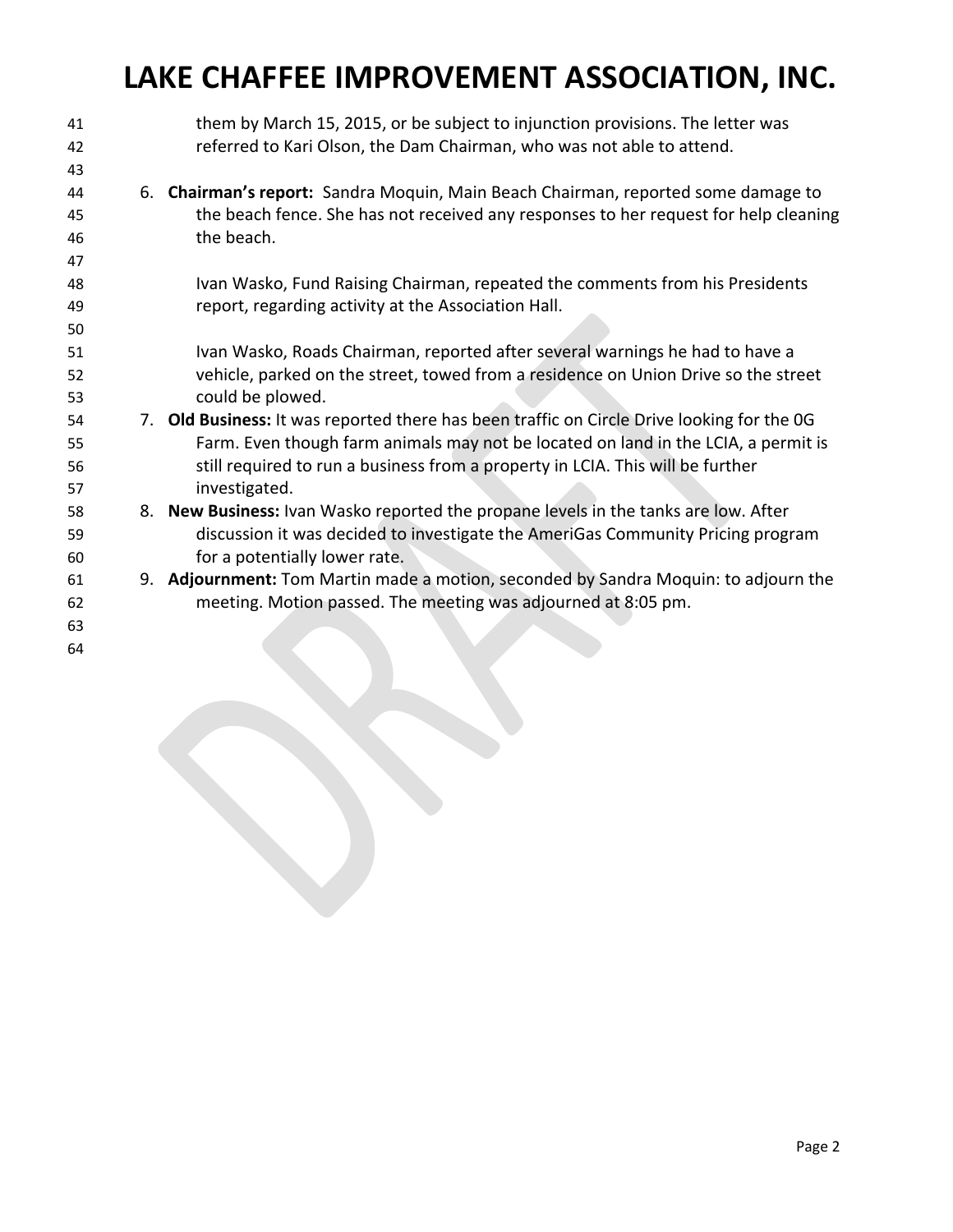them by March 15, 2015, or be subject to injunction provisions. The letter was referred to Kari Olson, the Dam Chairman, who was not able to attend.

6. **Chairman's report:** Sandra Moquin, Main Beach Chairman, reported some damage to the beach fence. She has not received any responses to her request for help cleaning the beach.

   Ivan Wasko, Fund Raising Chairman, repeated the comments from his Presidents report, regarding activity at the Association Hall.

   Ivan Wasko, Roads Chairman, reported after several warnings he had to have a vehicle, parked on the street, towed from a residence on Union Drive so the street could be plowed.
7. **Old Business:** It was reported there has been traffic on Circle Drive looking for the 0G Farm. Even though farm animals may not be located on land in the LCIA, a permit is still required to run a business from a property in LCIA. This will be further investigated.
8. **New Business:** Ivan Wasko reported the propane levels in the tanks are low. After discussion it was decided to investigate the AmeriGas Community Pricing program for a potentially lower rate.
9. **Adjournment:** Tom Martin made a motion, seconded by Sandra Moquin: to adjourn the meeting. Motion passed. The meeting was adjourned at 8:05 pm.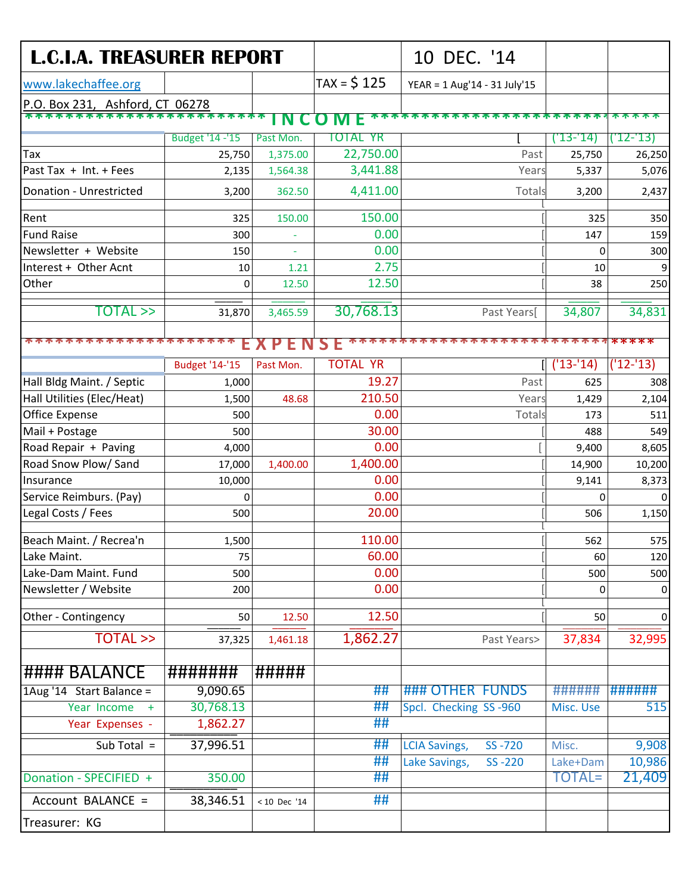| L.C.I.A. TREASURER REPORT | | | | 10 DEC. '14 | | |
|---|---|---|---|---|---|---|
| www.lakechaffee.org | | | TAX = $ 125 | YEAR = 1 Aug'14 - 31 July'15 | | |
| P.O. Box 231, Ashford, CT 06278 | | | | | | |
| ************************** INCOME ************************************ | | | | | | |
| | Budget '14 -'15 | Past Mon. | TOTAL YR | [ | ('13-'14) | ('12-'13) |
| Tax | 25,750 | 1,375.00 | 22,750.00 | Past | 25,750 | 26,250 |
| Past Tax + Int. + Fees | 2,135 | 1,564.38 | 3,441.88 | Years | 5,337 | 5,076 |
| Donation - Unrestricted | 3,200 | 362.50 | 4,411.00 | Totals | 3,200 | 2,437 |
| Rent | 325 | 150.00 | 150.00 | [ | 325 | 350 |
| Fund Raise | 300 | - | 0.00 | [ | 147 | 159 |
| Newsletter + Website | 150 | - | 0.00 | [ | 0 | 300 |
| Interest + Other Acnt | 10 | 1.21 | 2.75 | [ | 10 | 9 |
| Other | 0 | 12.50 | 12.50 | [ | 38 | 250 |
| TOTAL >> | 31,870 | 3,465.59 | 30,768.13 | Past Years[ | 34,807 | 34,831 |
| ********************** EXPENSE ********************************* | | | | | | |
| | Budget '14-'15 | Past Mon. | TOTAL YR | [ | ('13-'14) | ('12-'13) |
| Hall Bldg Maint. / Septic | 1,000 | | 19.27 | Past | 625 | 308 |
| Hall Utilities (Elec/Heat) | 1,500 | 48.68 | 210.50 | Years | 1,429 | 2,104 |
| Office Expense | 500 | | 0.00 | Totals | 173 | 511 |
| Mail + Postage | 500 | | 30.00 | [ | 488 | 549 |
| Road Repair + Paving | 4,000 | | 0.00 | [ | 9,400 | 8,605 |
| Road Snow Plow/ Sand | 17,000 | 1,400.00 | 1,400.00 | [ | 14,900 | 10,200 |
| Insurance | 10,000 | | 0.00 | [ | 9,141 | 8,373 |
| Service Reimburs. (Pay) | 0 | | 0.00 | [ | 0 | 0 |
| Legal Costs / Fees | 500 | | 20.00 | [ | 506 | 1,150 |
| Beach Maint. / Recrea'n | 1,500 | | 110.00 | [ | 562 | 575 |
| Lake Maint. | 75 | | 60.00 | [ | 60 | 120 |
| Lake-Dam Maint. Fund | 500 | | 0.00 | [ | 500 | 500 |
| Newsletter / Website | 200 | | 0.00 | [ | 0 | 0 |
| Other - Contingency | 50 | 12.50 | 12.50 | [ | 50 | 0 |
| TOTAL >> | 37,325 | 1,461.18 | 1,862.27 | Past Years> | 37,834 | 32,995 |
| #### BALANCE | ####### | ##### | | | | |
| 1Aug '14 Start Balance = | 9,090.65 | | ## | ### OTHER FUNDS | ###### | ###### |
| Year Income + | 30,768.13 | | ## | Spcl. Checking SS -960 | Misc. Use | 515 |
| Year Expenses - | 1,862.27 | | ## | | | |
| Sub Total = | 37,996.51 | | ## | LCIA Savings, SS -720 | Misc. | 9,908 |
| | | | ## | Lake Savings, SS -220 | Lake+Dam | 10,986 |
| Donation - SPECIFIED + | 350.00 | | ## | | TOTAL= | 21,409 |
| Account BALANCE = | 38,346.51 | < 10 Dec '14 | ## | | | |
| Treasurer: KG | | | | | | |